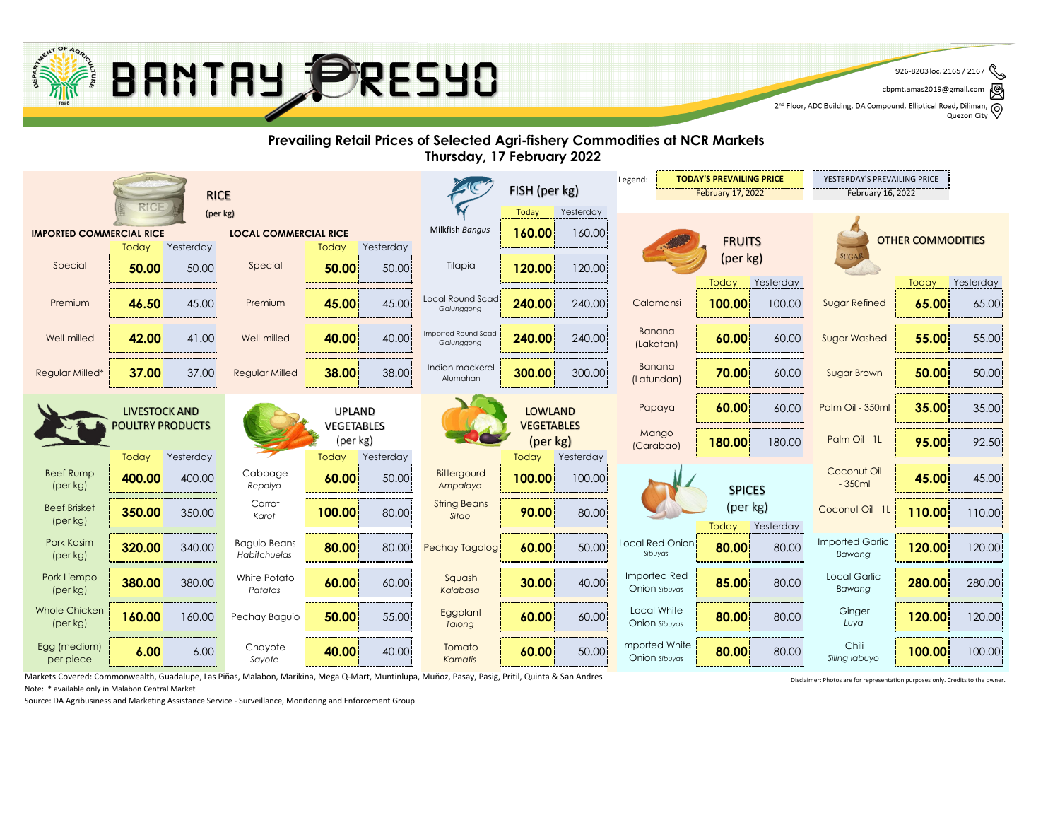# BANTAY PRESYO

926-8203 loc. 2165 / 2167
cbpmt.amas2019@gmail.com
2nd Floor, ADC Building, DA Compound, Elliptical Road, Diliman, Quezon City

## Prevailing Retail Prices of Selected Agri-fishery Commodities at NCR Markets
## Thursday, 17 February 2022

Legend: TODAY'S PREVAILING PRICE February 17, 2022 | YESTERDAY'S PREVAILING PRICE February 16, 2022

### RICE (per kg)

| IMPORTED COMMERCIAL RICE | Today | Yesterday | LOCAL COMMERCIAL RICE | Today | Yesterday |
|---|---|---|---|---|---|
| Special | 50.00 | 50.00 | Special | 50.00 | 50.00 |
| Premium | 46.50 | 45.00 | Premium | 45.00 | 45.00 |
| Well-milled | 42.00 | 41.00 | Well-milled | 40.00 | 40.00 |
| Regular Milled* | 37.00 | 37.00 | Regular Milled | 38.00 | 38.00 |

### FISH (per kg)

| | Today | Yesterday |
|---|---|---|
| Milkfish *Bangus* | 160.00 | 160.00 |
| Tilapia | 120.00 | 120.00 |
| Local Round Scad *Galunggong* | 240.00 | 240.00 |
| Imported Round Scad *Galunggong* | 240.00 | 240.00 |
| Indian mackerel *Alumahan* | 300.00 | 300.00 |

### LIVESTOCK AND POULTRY PRODUCTS

| | Today | Yesterday |
|---|---|---|
| Beef Rump (per kg) | 400.00 | 400.00 |
| Beef Brisket (per kg) | 350.00 | 350.00 |
| Pork Kasim (per kg) | 320.00 | 340.00 |
| Pork Liempo (per kg) | 380.00 | 380.00 |
| Whole Chicken (per kg) | 160.00 | 160.00 |
| Egg (medium) per piece | 6.00 | 6.00 |

### UPLAND VEGETABLES (per kg)

| | Today | Yesterday |
|---|---|---|
| Cabbage *Repolyo* | 60.00 | 50.00 |
| Carrot *Karot* | 100.00 | 80.00 |
| Baguio Beans *Habitchuelas* | 80.00 | 80.00 |
| White Potato *Patatas* | 60.00 | 60.00 |
| Pechay Baguio | 50.00 | 55.00 |
| Chayote *Sayote* | 40.00 | 40.00 |

### LOWLAND VEGETABLES (per kg)

| | Today | Yesterday |
|---|---|---|
| Bittergourd *Ampalaya* | 100.00 | 100.00 |
| String Beans *Sitao* | 90.00 | 80.00 |
| Pechay Tagalog | 60.00 | 50.00 |
| Squash *Kalabasa* | 30.00 | 40.00 |
| Eggplant *Talong* | 60.00 | 60.00 |
| Tomato *Kamatis* | 60.00 | 50.00 |

### FRUITS (per kg)

| | Today | Yesterday |
|---|---|---|
| Calamansi | 100.00 | 100.00 |
| Banana (Lakatan) | 60.00 | 60.00 |
| Banana (Latundan) | 70.00 | 60.00 |
| Papaya | 60.00 | 60.00 |
| Mango (Carabao) | 180.00 | 180.00 |

### SPICES (per kg)

| | Today | Yesterday |
|---|---|---|
| Local Red Onion *Sibuyas* | 80.00 | 80.00 |
| Imported Red Onion *Sibuyas* | 85.00 | 80.00 |
| Local White Onion *Sibuyas* | 80.00 | 80.00 |
| Imported White Onion *Sibuyas* | 80.00 | 80.00 |

### OTHER COMMODITIES

| | Today | Yesterday |
|---|---|---|
| Sugar Refined | 65.00 | 65.00 |
| Sugar Washed | 55.00 | 55.00 |
| Sugar Brown | 50.00 | 50.00 |
| Palm Oil - 350ml | 35.00 | 35.00 |
| Palm Oil - 1L | 95.00 | 92.50 |
| Coconut Oil - 350ml | 45.00 | 45.00 |
| Coconut Oil - 1L | 110.00 | 110.00 |
| Imported Garlic *Bawang* | 120.00 | 120.00 |
| Local Garlic *Bawang* | 280.00 | 280.00 |
| Ginger *Luya* | 120.00 | 120.00 |
| Chili *Siling labuyo* | 100.00 | 100.00 |

Markets Covered: Commonwealth, Guadalupe, Las Piñas, Malabon, Marikina, Mega Q-Mart, Muntinlupa, Muñoz, Pasay, Pasig, Pritil, Quinta & San Andres

Note: * available only in Malabon Central Market

Source: DA Agribusiness and Marketing Assistance Service - Surveillance, Monitoring and Enforcement Group

Disclaimer: Photos are for representation purposes only. Credits to the owner.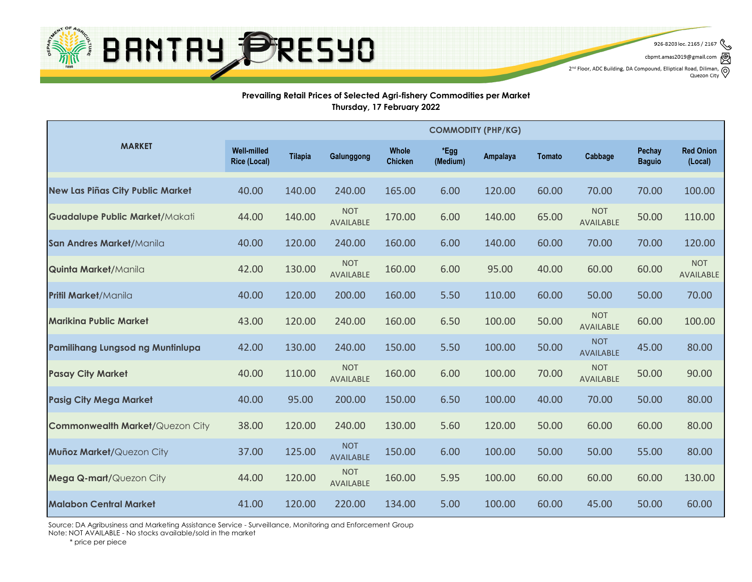# BANTAY PRESYO

926-8203 loc. 2165 / 2167
cbpmt.amas2019@gmail.com
2nd Floor, ADC Building, DA Compound, Elliptical Road, Diliman, Quezon City

**Prevailing Retail Prices of Selected Agri-fishery Commodities per Market**
**Thursday, 17 February 2022**

| MARKET | COMMODITY (PHP/KG) | | | | | | | | | |
|---|---|---|---|---|---|---|---|---|---|---|
| | Well-milled Rice (Local) | Tilapia | Galunggong | Whole Chicken | *Egg (Medium) | Ampalaya | Tomato | Cabbage | Pechay Baguio | Red Onion (Local) |
| **New Las Piñas City Public Market** | 40.00 | 140.00 | 240.00 | 165.00 | 6.00 | 120.00 | 60.00 | 70.00 | 70.00 | 100.00 |
| **Guadalupe Public Market**/Makati | 44.00 | 140.00 | NOT AVAILABLE | 170.00 | 6.00 | 140.00 | 65.00 | NOT AVAILABLE | 50.00 | 110.00 |
| **San Andres Market**/Manila | 40.00 | 120.00 | 240.00 | 160.00 | 6.00 | 140.00 | 60.00 | 70.00 | 70.00 | 120.00 |
| **Quinta Market**/Manila | 42.00 | 130.00 | NOT AVAILABLE | 160.00 | 6.00 | 95.00 | 40.00 | 60.00 | 60.00 | NOT AVAILABLE |
| **Pritil Market**/Manila | 40.00 | 120.00 | 200.00 | 160.00 | 5.50 | 110.00 | 60.00 | 50.00 | 50.00 | 70.00 |
| **Marikina Public Market** | 43.00 | 120.00 | 240.00 | 160.00 | 6.50 | 100.00 | 50.00 | NOT AVAILABLE | 60.00 | 100.00 |
| **Pamilihang Lungsod ng Muntinlupa** | 42.00 | 130.00 | 240.00 | 150.00 | 5.50 | 100.00 | 50.00 | NOT AVAILABLE | 45.00 | 80.00 |
| **Pasay City Market** | 40.00 | 110.00 | NOT AVAILABLE | 160.00 | 6.00 | 100.00 | 70.00 | NOT AVAILABLE | 50.00 | 90.00 |
| **Pasig City Mega Market** | 40.00 | 95.00 | 200.00 | 150.00 | 6.50 | 100.00 | 40.00 | 70.00 | 50.00 | 80.00 |
| **Commonwealth Market**/Quezon City | 38.00 | 120.00 | 240.00 | 130.00 | 5.60 | 120.00 | 50.00 | 60.00 | 60.00 | 80.00 |
| **Muñoz Market**/Quezon City | 37.00 | 125.00 | NOT AVAILABLE | 150.00 | 6.00 | 100.00 | 50.00 | 50.00 | 55.00 | 80.00 |
| **Mega Q-mart**/Quezon City | 44.00 | 120.00 | NOT AVAILABLE | 160.00 | 5.95 | 100.00 | 60.00 | 60.00 | 60.00 | 130.00 |
| **Malabon Central Market** | 41.00 | 120.00 | 220.00 | 134.00 | 5.00 | 100.00 | 60.00 | 45.00 | 50.00 | 60.00 |

Source: DA Agribusiness and Marketing Assistance Service - Surveillance, Monitoring and Enforcement Group
Note: NOT AVAILABLE - No stocks available/sold in the market
\* price per piece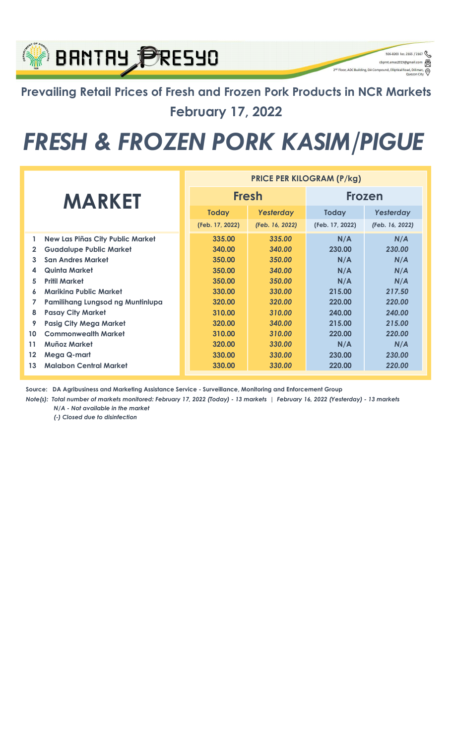# BANTAY PRESYO

926-8203 loc. 2165 / 2167
cbpmt.amas2019@gmail.com
2nd Floor, ADC Building, DA Compound, Elliptical Road, Diliman, Quezon City

## Prevailing Retail Prices of Fresh and Frozen Pork Products in NCR Markets

## February 17, 2022

# *FRESH & FROZEN PORK KASIM/PIGUE*

| | MARKET | PRICE PER KILOGRAM (P/kg) | | | |
|---|---|---|---|---|---|
| | | Fresh | | Frozen | |
| | | Today (Feb. 17, 2022) | *Yesterday (Feb. 16, 2022)* | Today (Feb. 17, 2022) | *Yesterday (Feb. 16, 2022)* |
| 1 | New Las Piñas City Public Market | 335.00 | *335.00* | N/A | *N/A* |
| 2 | Guadalupe Public Market | 340.00 | *340.00* | 230.00 | *230.00* |
| 3 | San Andres Market | 350.00 | *350.00* | N/A | *N/A* |
| 4 | Quinta Market | 350.00 | *340.00* | N/A | *N/A* |
| 5 | Pritil Market | 350.00 | *350.00* | N/A | *N/A* |
| 6 | Marikina Public Market | 330.00 | *330.00* | 215.00 | *217.50* |
| 7 | Pamilihang Lungsod ng Muntinlupa | 320.00 | *320.00* | 220.00 | *220.00* |
| 8 | Pasay City Market | 310.00 | *310.00* | 240.00 | *240.00* |
| 9 | Pasig City Mega Market | 320.00 | *340.00* | 215.00 | *215.00* |
| 10 | Commonwealth Market | 310.00 | *310.00* | 220.00 | *220.00* |
| 11 | Muñoz Market | 320.00 | *330.00* | N/A | *N/A* |
| 12 | Mega Q-mart | 330.00 | *330.00* | 230.00 | *230.00* |
| 13 | Malabon Central Market | 330.00 | *330.00* | 220.00 | *220.00* |

**Source: DA Agribusiness and Marketing Assistance Service - Surveillance, Monitoring and Enforcement Group**

***Note(s): Total number of markets monitored: February 17, 2022 (Today) - 13 markets | February 16, 2022 (Yesterday) - 13 markets***

***N/A - Not available in the market***

***(-) Closed due to disinfection***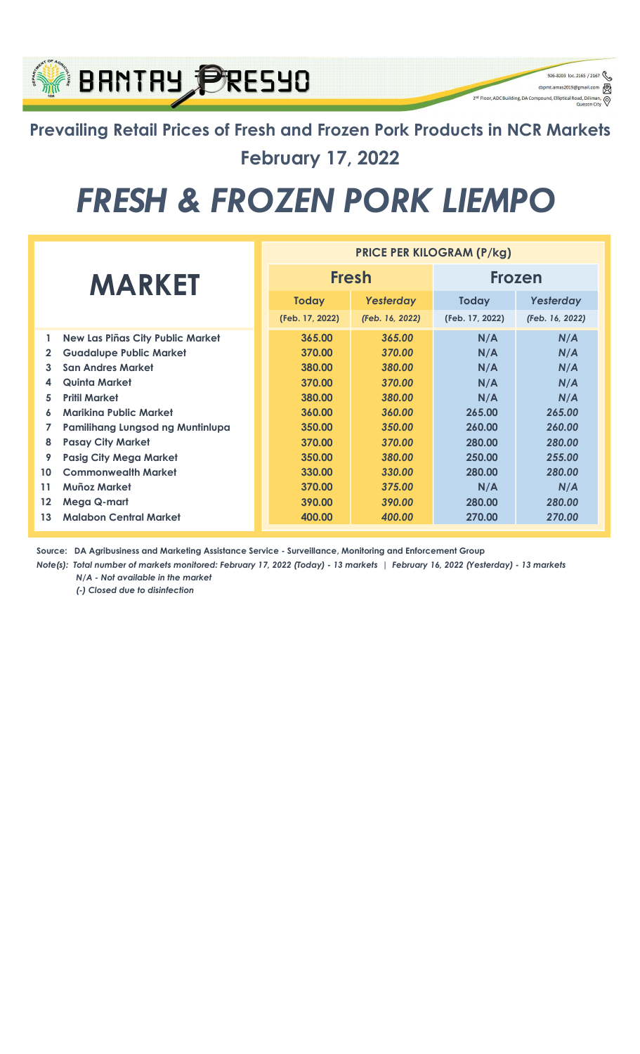## Prevailing Retail Prices of Fresh and Frozen Pork Products in NCR Markets

## February 17, 2022

# *FRESH & FROZEN PORK LIEMPO*

| | MARKET | PRICE PER KILOGRAM (P/kg) | | | |
|---|---|---|---|---|---|
| | | Fresh | | Frozen | |
| | | Today (Feb. 17, 2022) | *Yesterday (Feb. 16, 2022)* | Today (Feb. 17, 2022) | *Yesterday (Feb. 16, 2022)* |
| 1 | New Las Piñas City Public Market | 365.00 | *365.00* | N/A | *N/A* |
| 2 | Guadalupe Public Market | 370.00 | *370.00* | N/A | *N/A* |
| 3 | San Andres Market | 380.00 | *380.00* | N/A | *N/A* |
| 4 | Quinta Market | 370.00 | *370.00* | N/A | *N/A* |
| 5 | Pritil Market | 380.00 | *380.00* | N/A | *N/A* |
| 6 | Marikina Public Market | 360.00 | *360.00* | 265.00 | *265.00* |
| 7 | Pamilihang Lungsod ng Muntinlupa | 350.00 | *350.00* | 260.00 | *260.00* |
| 8 | Pasay City Market | 370.00 | *370.00* | 280.00 | *280.00* |
| 9 | Pasig City Mega Market | 350.00 | *380.00* | 250.00 | *255.00* |
| 10 | Commonwealth Market | 330.00 | *330.00* | 280.00 | *280.00* |
| 11 | Muñoz Market | 370.00 | *375.00* | N/A | *N/A* |
| 12 | Mega Q-mart | 390.00 | *390.00* | 280.00 | *280.00* |
| 13 | Malabon Central Market | 400.00 | *400.00* | 270.00 | *270.00* |

**Source: DA Agribusiness and Marketing Assistance Service - Surveillance, Monitoring and Enforcement Group**

***Note(s): Total number of markets monitored: February 17, 2022 (Today) - 13 markets | February 16, 2022 (Yesterday) - 13 markets***

***N/A - Not available in the market***

***(-) Closed due to disinfection***